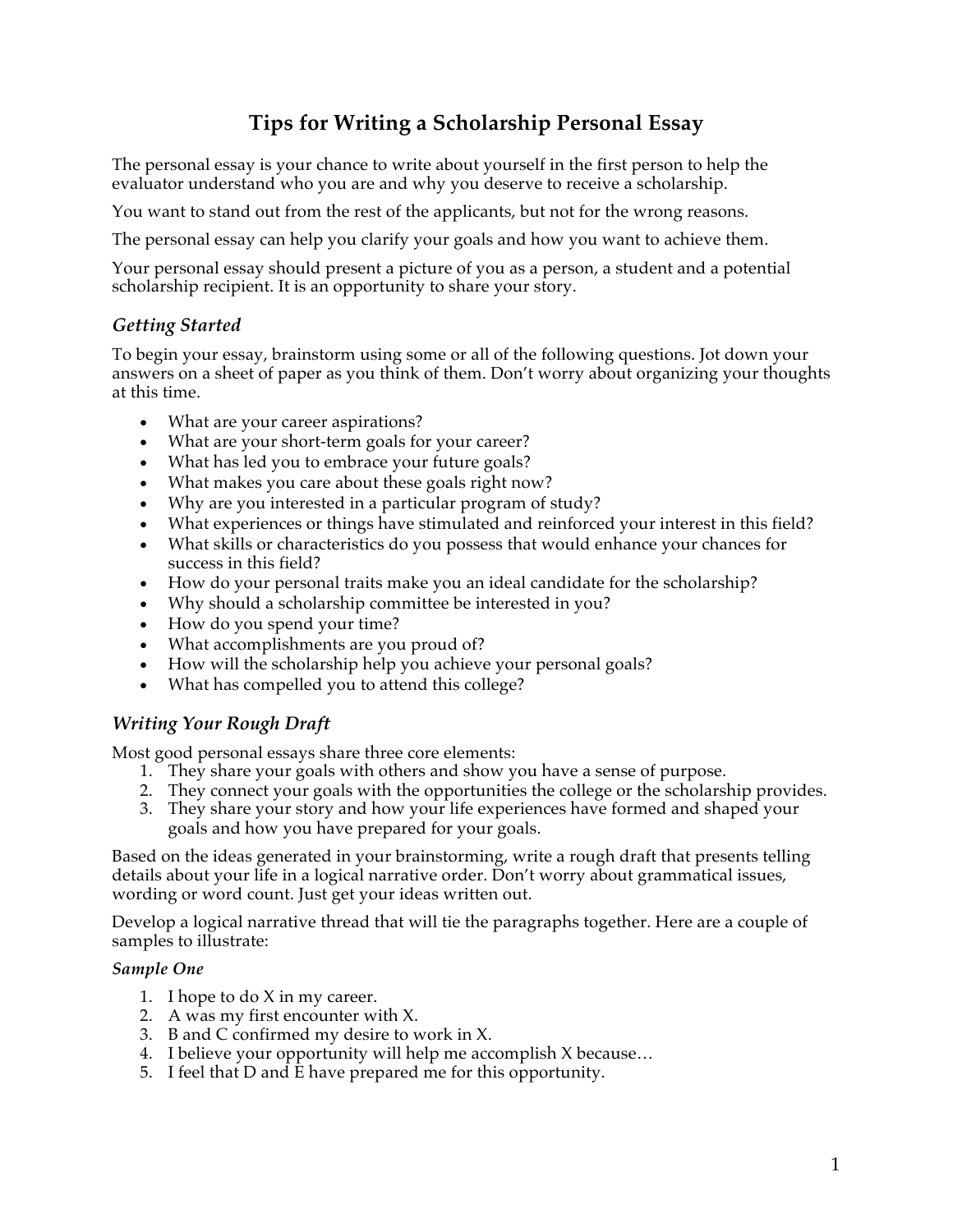# Tips for Writing a Scholarship Personal Essay

The personal essay is your chance to write about yourself in the first person to help the evaluator understand who you are and why you deserve to receive a scholarship.

You want to stand out from the rest of the applicants, but not for the wrong reasons.

The personal essay can help you clarify your goals and how you want to achieve them.

Your personal essay should present a picture of you as a person, a student and a potential scholarship recipient. It is an opportunity to share your story.

## *Getting Started*

To begin your essay, brainstorm using some or all of the following questions. Jot down your answers on a sheet of paper as you think of them. Don't worry about organizing your thoughts at this time.

- What are your career aspirations?
- What are your short-term goals for your career?
- What has led you to embrace your future goals?
- What makes you care about these goals right now?
- Why are you interested in a particular program of study?
- What experiences or things have stimulated and reinforced your interest in this field?
- What skills or characteristics do you possess that would enhance your chances for success in this field?
- How do your personal traits make you an ideal candidate for the scholarship?
- Why should a scholarship committee be interested in you?
- How do you spend your time?
- What accomplishments are you proud of?
- How will the scholarship help you achieve your personal goals?
- What has compelled you to attend this college?

## *Writing Your Rough Draft*

Most good personal essays share three core elements:

1. They share your goals with others and show you have a sense of purpose.
2. They connect your goals with the opportunities the college or the scholarship provides.
3. They share your story and how your life experiences have formed and shaped your goals and how you have prepared for your goals.

Based on the ideas generated in your brainstorming, write a rough draft that presents telling details about your life in a logical narrative order. Don't worry about grammatical issues, wording or word count. Just get your ideas written out.

Develop a logical narrative thread that will tie the paragraphs together. Here are a couple of samples to illustrate:

***Sample One***

1. I hope to do X in my career.
2. A was my first encounter with X.
3. B and C confirmed my desire to work in X.
4. I believe your opportunity will help me accomplish X because…
5. I feel that D and E have prepared me for this opportunity.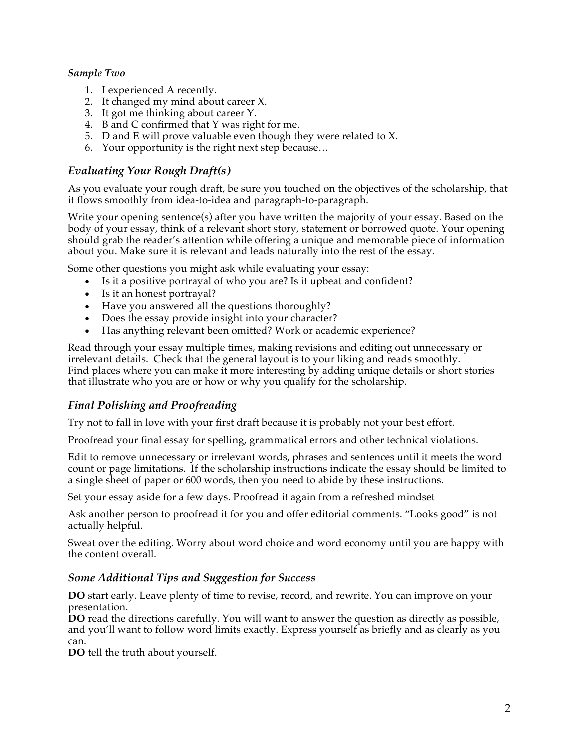*Sample Two*

1. I experienced A recently.
2. It changed my mind about career X.
3. It got me thinking about career Y.
4. B and C confirmed that Y was right for me.
5. D and E will prove valuable even though they were related to X.
6. Your opportunity is the right next step because…

## *Evaluating Your Rough Draft(s)*

As you evaluate your rough draft, be sure you touched on the objectives of the scholarship, that it flows smoothly from idea-to-idea and paragraph-to-paragraph.

Write your opening sentence(s) after you have written the majority of your essay. Based on the body of your essay, think of a relevant short story, statement or borrowed quote. Your opening should grab the reader's attention while offering a unique and memorable piece of information about you. Make sure it is relevant and leads naturally into the rest of the essay.

Some other questions you might ask while evaluating your essay:

- Is it a positive portrayal of who you are? Is it upbeat and confident?
- Is it an honest portrayal?
- Have you answered all the questions thoroughly?
- Does the essay provide insight into your character?
- Has anything relevant been omitted? Work or academic experience?

Read through your essay multiple times, making revisions and editing out unnecessary or irrelevant details. Check that the general layout is to your liking and reads smoothly. Find places where you can make it more interesting by adding unique details or short stories that illustrate who you are or how or why you qualify for the scholarship.

## *Final Polishing and Proofreading*

Try not to fall in love with your first draft because it is probably not your best effort.

Proofread your final essay for spelling, grammatical errors and other technical violations.

Edit to remove unnecessary or irrelevant words, phrases and sentences until it meets the word count or page limitations. If the scholarship instructions indicate the essay should be limited to a single sheet of paper or 600 words, then you need to abide by these instructions.

Set your essay aside for a few days. Proofread it again from a refreshed mindset

Ask another person to proofread it for you and offer editorial comments. "Looks good" is not actually helpful.

Sweat over the editing. Worry about word choice and word economy until you are happy with the content overall.

## *Some Additional Tips and Suggestion for Success*

**DO** start early. Leave plenty of time to revise, record, and rewrite. You can improve on your presentation.
**DO** read the directions carefully. You will want to answer the question as directly as possible, and you'll want to follow word limits exactly. Express yourself as briefly and as clearly as you can.
**DO** tell the truth about yourself.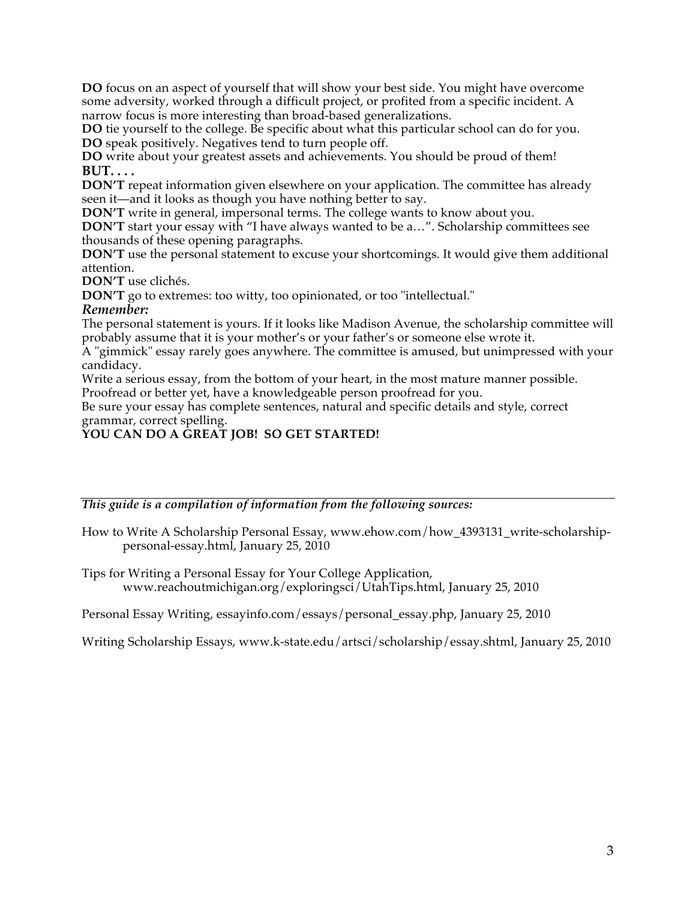**DO** focus on an aspect of yourself that will show your best side. You might have overcome some adversity, worked through a difficult project, or profited from a specific incident. A narrow focus is more interesting than broad-based generalizations.

**DO** tie yourself to the college. Be specific about what this particular school can do for you.

**DO** speak positively. Negatives tend to turn people off.

**DO** write about your greatest assets and achievements. You should be proud of them!

**BUT. . . .**

**DON'T** repeat information given elsewhere on your application. The committee has already seen it—and it looks as though you have nothing better to say.

**DON'T** write in general, impersonal terms. The college wants to know about you.

**DON'T** start your essay with "I have always wanted to be a…". Scholarship committees see thousands of these opening paragraphs.

**DON'T** use the personal statement to excuse your shortcomings. It would give them additional attention.

**DON'T** use clichés.

**DON'T** go to extremes: too witty, too opinionated, or too "intellectual."

***Remember:***

The personal statement is yours. If it looks like Madison Avenue, the scholarship committee will probably assume that it is your mother's or your father's or someone else wrote it.

A "gimmick" essay rarely goes anywhere. The committee is amused, but unimpressed with your candidacy.

Write a serious essay, from the bottom of your heart, in the most mature manner possible.

Proofread or better yet, have a knowledgeable person proofread for you.

Be sure your essay has complete sentences, natural and specific details and style, correct grammar, correct spelling.

**YOU CAN DO A GREAT JOB! SO GET STARTED!**

---

***This guide is a compilation of information from the following sources:***

How to Write A Scholarship Personal Essay, www.ehow.com/how_4393131_write-scholarship-personal-essay.html, January 25, 2010

Tips for Writing a Personal Essay for Your College Application, www.reachoutmichigan.org/exploringsci/UtahTips.html, January 25, 2010

Personal Essay Writing, essayinfo.com/essays/personal_essay.php, January 25, 2010

Writing Scholarship Essays, www.k-state.edu/artsci/scholarship/essay.shtml, January 25, 2010